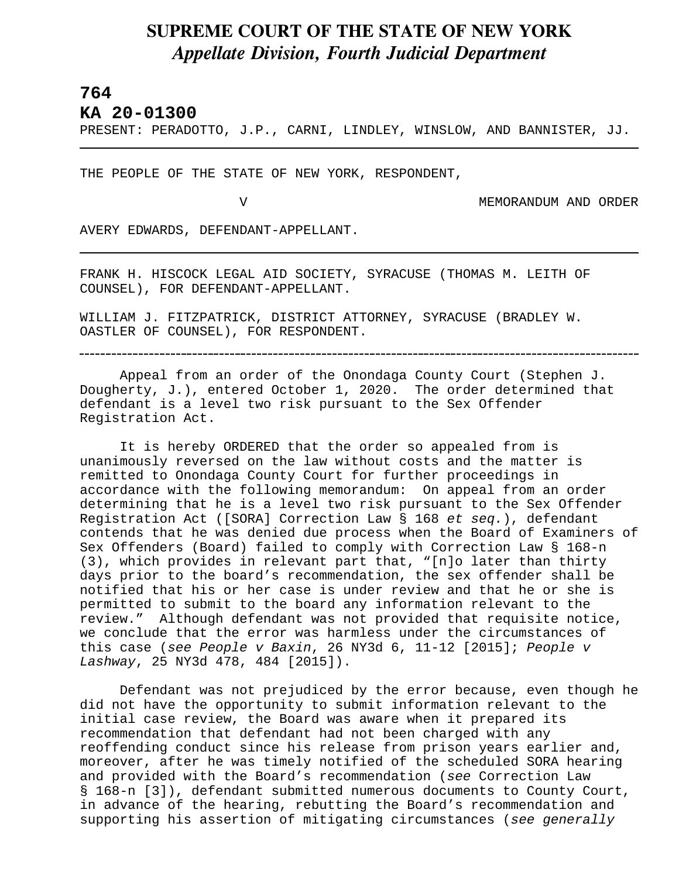# SUPREME COURT OF THE STATE OF NEW YORK
## *Appellate Division, Fourth Judicial Department*

**764**

**KA 20-01300**

PRESENT: PERADOTTO, J.P., CARNI, LINDLEY, WINSLOW, AND BANNISTER, JJ.

---

THE PEOPLE OF THE STATE OF NEW YORK, RESPONDENT,

V MEMORANDUM AND ORDER

AVERY EDWARDS, DEFENDANT-APPELLANT.

---

FRANK H. HISCOCK LEGAL AID SOCIETY, SYRACUSE (THOMAS M. LEITH OF COUNSEL), FOR DEFENDANT-APPELLANT.

WILLIAM J. FITZPATRICK, DISTRICT ATTORNEY, SYRACUSE (BRADLEY W. OASTLER OF COUNSEL), FOR RESPONDENT.

---

Appeal from an order of the Onondaga County Court (Stephen J. Dougherty, J.), entered October 1, 2020. The order determined that defendant is a level two risk pursuant to the Sex Offender Registration Act.

It is hereby ORDERED that the order so appealed from is unanimously reversed on the law without costs and the matter is remitted to Onondaga County Court for further proceedings in accordance with the following memorandum: On appeal from an order determining that he is a level two risk pursuant to the Sex Offender Registration Act ([SORA] Correction Law § 168 *et seq.*), defendant contends that he was denied due process when the Board of Examiners of Sex Offenders (Board) failed to comply with Correction Law § 168-n (3), which provides in relevant part that, "[n]o later than thirty days prior to the board's recommendation, the sex offender shall be notified that his or her case is under review and that he or she is permitted to submit to the board any information relevant to the review." Although defendant was not provided that requisite notice, we conclude that the error was harmless under the circumstances of this case (*see People v Baxin*, 26 NY3d 6, 11-12 [2015]; *People v Lashway*, 25 NY3d 478, 484 [2015]).

Defendant was not prejudiced by the error because, even though he did not have the opportunity to submit information relevant to the initial case review, the Board was aware when it prepared its recommendation that defendant had not been charged with any reoffending conduct since his release from prison years earlier and, moreover, after he was timely notified of the scheduled SORA hearing and provided with the Board's recommendation (*see* Correction Law § 168-n [3]), defendant submitted numerous documents to County Court, in advance of the hearing, rebutting the Board's recommendation and supporting his assertion of mitigating circumstances (*see generally*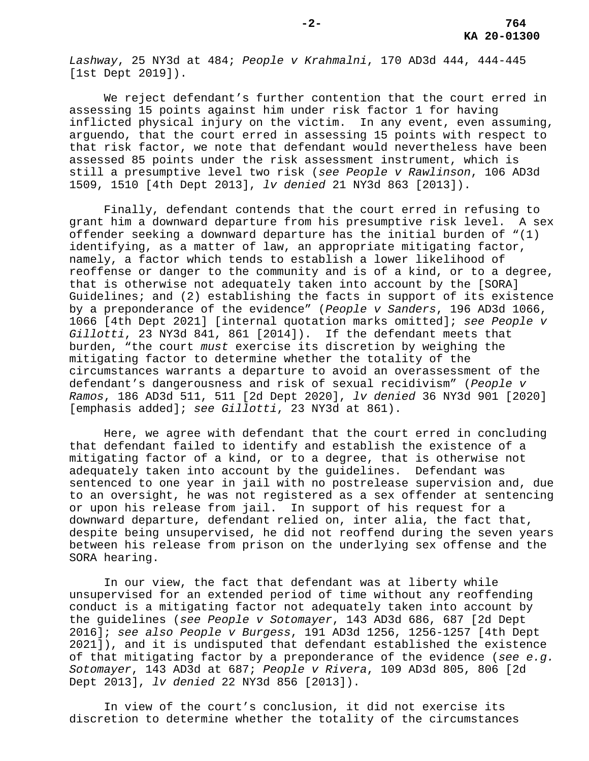*Lashway*, 25 NY3d at 484; *People v Krahmalni*, 170 AD3d 444, 444-445 [1st Dept 2019]).

We reject defendant's further contention that the court erred in assessing 15 points against him under risk factor 1 for having inflicted physical injury on the victim. In any event, even assuming, arguendo, that the court erred in assessing 15 points with respect to that risk factor, we note that defendant would nevertheless have been assessed 85 points under the risk assessment instrument, which is still a presumptive level two risk (*see People v Rawlinson*, 106 AD3d 1509, 1510 [4th Dept 2013], *lv denied* 21 NY3d 863 [2013]).

Finally, defendant contends that the court erred in refusing to grant him a downward departure from his presumptive risk level. A sex offender seeking a downward departure has the initial burden of "(1) identifying, as a matter of law, an appropriate mitigating factor, namely, a factor which tends to establish a lower likelihood of reoffense or danger to the community and is of a kind, or to a degree, that is otherwise not adequately taken into account by the [SORA] Guidelines; and (2) establishing the facts in support of its existence by a preponderance of the evidence" (*People v Sanders*, 196 AD3d 1066, 1066 [4th Dept 2021] [internal quotation marks omitted]; *see People v Gillotti*, 23 NY3d 841, 861 [2014]). If the defendant meets that burden, "the court *must* exercise its discretion by weighing the mitigating factor to determine whether the totality of the circumstances warrants a departure to avoid an overassessment of the defendant's dangerousness and risk of sexual recidivism" (*People v Ramos*, 186 AD3d 511, 511 [2d Dept 2020], *lv denied* 36 NY3d 901 [2020] [emphasis added]; *see Gillotti*, 23 NY3d at 861).

Here, we agree with defendant that the court erred in concluding that defendant failed to identify and establish the existence of a mitigating factor of a kind, or to a degree, that is otherwise not adequately taken into account by the guidelines. Defendant was sentenced to one year in jail with no postrelease supervision and, due to an oversight, he was not registered as a sex offender at sentencing or upon his release from jail. In support of his request for a downward departure, defendant relied on, inter alia, the fact that, despite being unsupervised, he did not reoffend during the seven years between his release from prison on the underlying sex offense and the SORA hearing.

In our view, the fact that defendant was at liberty while unsupervised for an extended period of time without any reoffending conduct is a mitigating factor not adequately taken into account by the guidelines (*see People v Sotomayer*, 143 AD3d 686, 687 [2d Dept 2016]; *see also People v Burgess*, 191 AD3d 1256, 1256-1257 [4th Dept 2021]), and it is undisputed that defendant established the existence of that mitigating factor by a preponderance of the evidence (*see e.g. Sotomayer*, 143 AD3d at 687; *People v Rivera*, 109 AD3d 805, 806 [2d Dept 2013], *lv denied* 22 NY3d 856 [2013]).

In view of the court's conclusion, it did not exercise its discretion to determine whether the totality of the circumstances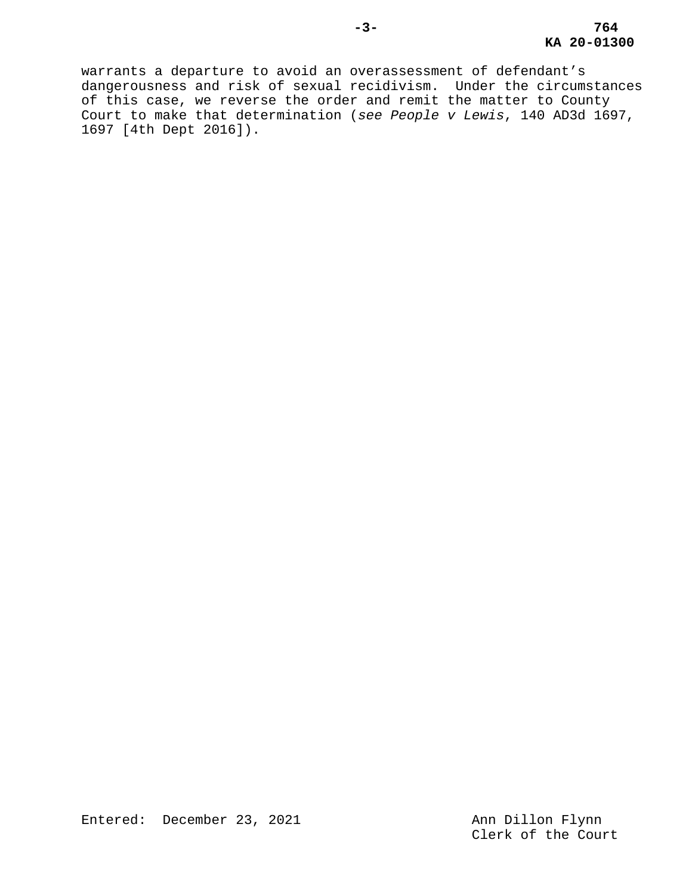warrants a departure to avoid an overassessment of defendant's dangerousness and risk of sexual recidivism. Under the circumstances of this case, we reverse the order and remit the matter to County Court to make that determination (*see People v Lewis*, 140 AD3d 1697, 1697 [4th Dept 2016]).

Entered: December 23, 2021

Ann Dillon Flynn
Clerk of the Court